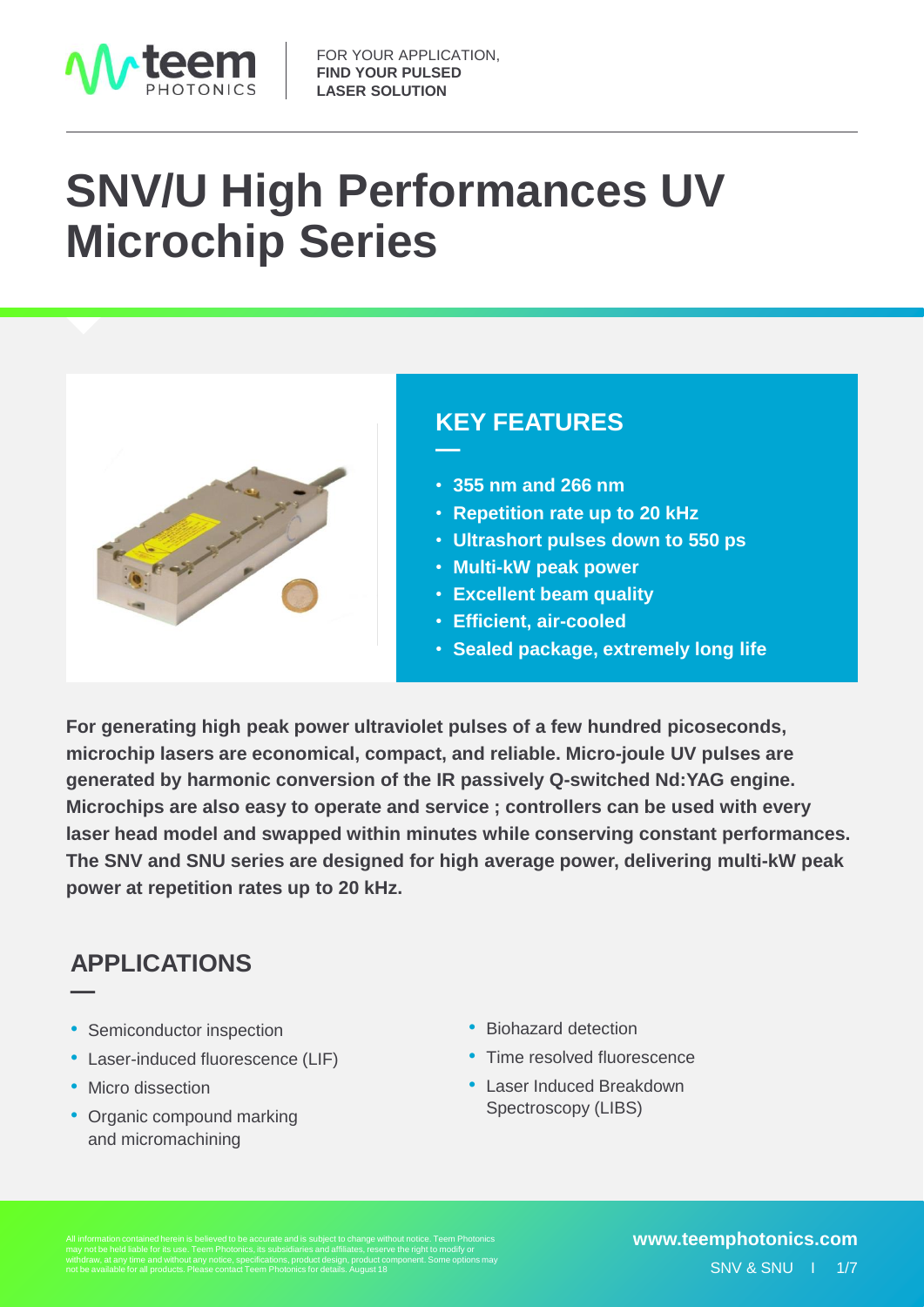FOR YOUR APPLICATION,
**FIND YOUR PULSED LASER SOLUTION**

# SNV/U High Performances UV Microchip Series

## KEY FEATURES

- **355 nm and 266 nm**
- **Repetition rate up to 20 kHz**
- **Ultrashort pulses down to 550 ps**
- **Multi-kW peak power**
- **Excellent beam quality**
- **Efficient, air-cooled**
- **Sealed package, extremely long life**

**For generating high peak power ultraviolet pulses of a few hundred picoseconds, microchip lasers are economical, compact, and reliable. Micro-joule UV pulses are generated by harmonic conversion of the IR passively Q-switched Nd:YAG engine. Microchips are also easy to operate and service ; controllers can be used with every laser head model and swapped within minutes while conserving constant performances. The SNV and SNU series are designed for high average power, delivering multi-kW peak power at repetition rates up to 20 kHz.**

## APPLICATIONS

- Semiconductor inspection
- Laser-induced fluorescence (LIF)
- Micro dissection
- Organic compound marking and micromachining
- Biohazard detection
- Time resolved fluorescence
- Laser Induced Breakdown Spectroscopy (LIBS)

All information contained herein is believed to be accurate and is subject to change without notice. Teem Photonics may not be held liable for its use. Teem Photonics, its subsidiaries and affiliates, reserve the right to modify or withdraw, at any time and without any notice, specifications, product design, product component. Some options may not be available for all products. Please contact Teem Photonics for details. August 18

**www.teemphotonics.com**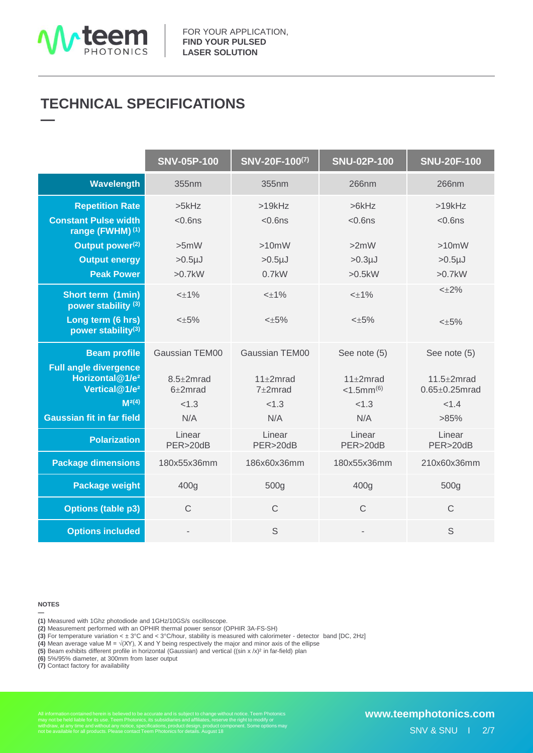## TECHNICAL SPECIFICATIONS

| | SNV-05P-100 | SNV-20F-100[7] | SNU-02P-100 | SNU-20F-100 |
|---|---|---|---|---|
| **Wavelength** | 355nm | 355nm | 266nm | 266nm |
| **Repetition Rate** | >5kHz | >19kHz | >6kHz | >19kHz |
| **Constant Pulse width range (FWHM)** [1] | <0.6ns | <0.6ns | <0.6ns | <0.6ns |
| **Output power**[2] | >5mW | >10mW | >2mW | >10mW |
| **Output energy** | >0.5µJ | >0.5µJ | >0.3µJ | >0.5µJ |
| **Peak Power** | >0.7kW | 0.7kW | >0.5kW | >0.7kW |
| **Short term (1min) power stability** [3] | <±1% | <±1% | <±1% | <±2% |
| **Long term (6 hrs) power stability**[3] | <±5% | <±5% | <±5% | <±5% |
| **Beam profile** | Gaussian TEM00 | Gaussian TEM00 | See note (5) | See note (5) |
| **Full angle divergence Horizontal@1/e² Vertical@1/e²** | 8.5±2mrad 6±2mrad | 11±2mrad 7±2mrad | 11±2mrad <1.5mm[6] | 11.5±2mrad 0.65±0.25mrad |
| **$M^2$**[4] | <1.3 | <1.3 | <1.3 | <1.4 |
| **Gaussian fit in far field** | N/A | N/A | N/A | >85% |
| **Polarization** | Linear PER>20dB | Linear PER>20dB | Linear PER>20dB | Linear PER>20dB |
| **Package dimensions** | 180x55x36mm | 186x60x36mm | 180x55x36mm | 210x60x36mm |
| **Package weight** | 400g | 500g | 400g | 500g |
| **Options (table p3)** | C | C | C | C |
| **Options included** | - | S | - | S |

**NOTES**

**(1)** Measured with 1Ghz photodiode and 1GHz/10GS/s oscilloscope.
**(2)** Measurement performed with an OPHIR thermal power sensor (OPHIR 3A-FS-SH)
**(3)** For temperature variation < ± 3°C and < 3°C/hour, stability is measured with calorimeter - detector band [DC, 2Hz]
**(4)** Mean average value $M = \sqrt{XY}$, X and Y being respectively the major and minor axis of the ellipse
**(5)** Beam exhibits different profile in horizontal (Gaussian) and vertical ($(\sin x/x)^2$ in far-field) plan
**(6)** 5%/95% diameter, at 300mm from laser output
**(7)** Contact factory for availability

All information contained herein is believed to be accurate and is subject to change without notice. Teem Photonics may not be held liable for its use. Teem Photonics, its subsidiaries and affiliates, reserve the right to modify or withdraw, at any time and without any notice, specifications, product design, product component. Some options may not be available for all products. Please contact Teem Photonics for details. August 18

www.teemphotonics.com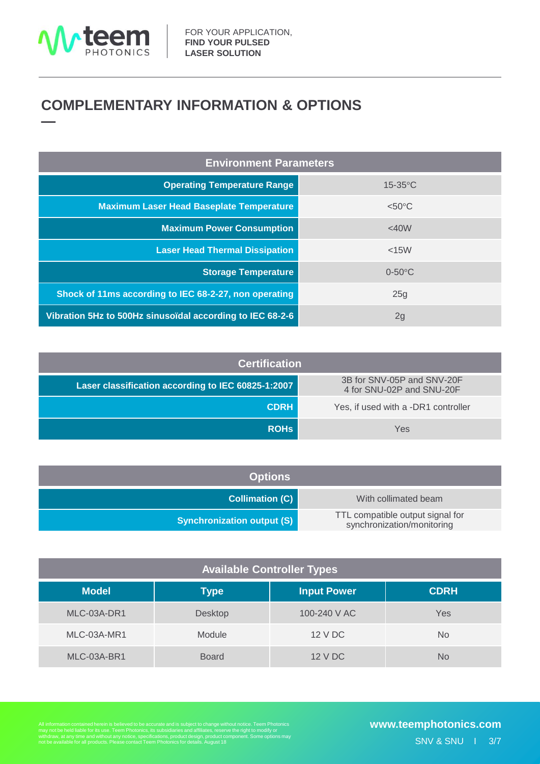## COMPLEMENTARY INFORMATION & OPTIONS

| Environment Parameters | |
|---|---|
| Operating Temperature Range | 15-35°C |
| Maximum Laser Head Baseplate Temperature | <50°C |
| Maximum Power Consumption | <40W |
| Laser Head Thermal Dissipation | <15W |
| Storage Temperature | 0-50°C |
| Shock of 11ms according to IEC 68-2-27, non operating | 25g |
| Vibration 5Hz to 500Hz sinusoïdal according to IEC 68-2-6 | 2g |

| Certification | |
|---|---|
| Laser classification according to IEC 60825-1:2007 | 3B for SNV-05P and SNV-20F<br>4 for SNU-02P and SNU-20F |
| CDRH | Yes, if used with a -DR1 controller |
| ROHs | Yes |

| Options | |
|---|---|
| Collimation (C) | With collimated beam |
| Synchronization output (S) | TTL compatible output signal for synchronization/monitoring |

**Available Controller Types**

| Model | Type | Input Power | CDRH |
|---|---|---|---|
| MLC-03A-DR1 | Desktop | 100-240 V AC | Yes |
| MLC-03A-MR1 | Module | 12 V DC | No |
| MLC-03A-BR1 | Board | 12 V DC | No |

All information contained herein is believed to be accurate and is subject to change without notice. Teem Photonics may not be held liable for its use. Teem Photonics, its subsidiaries and affiliates, reserve the right to modify or withdraw, at any time and without any notice, specifications, product design, product component. Some options may not be available for all products. Please contact Teem Photonics for details. August 18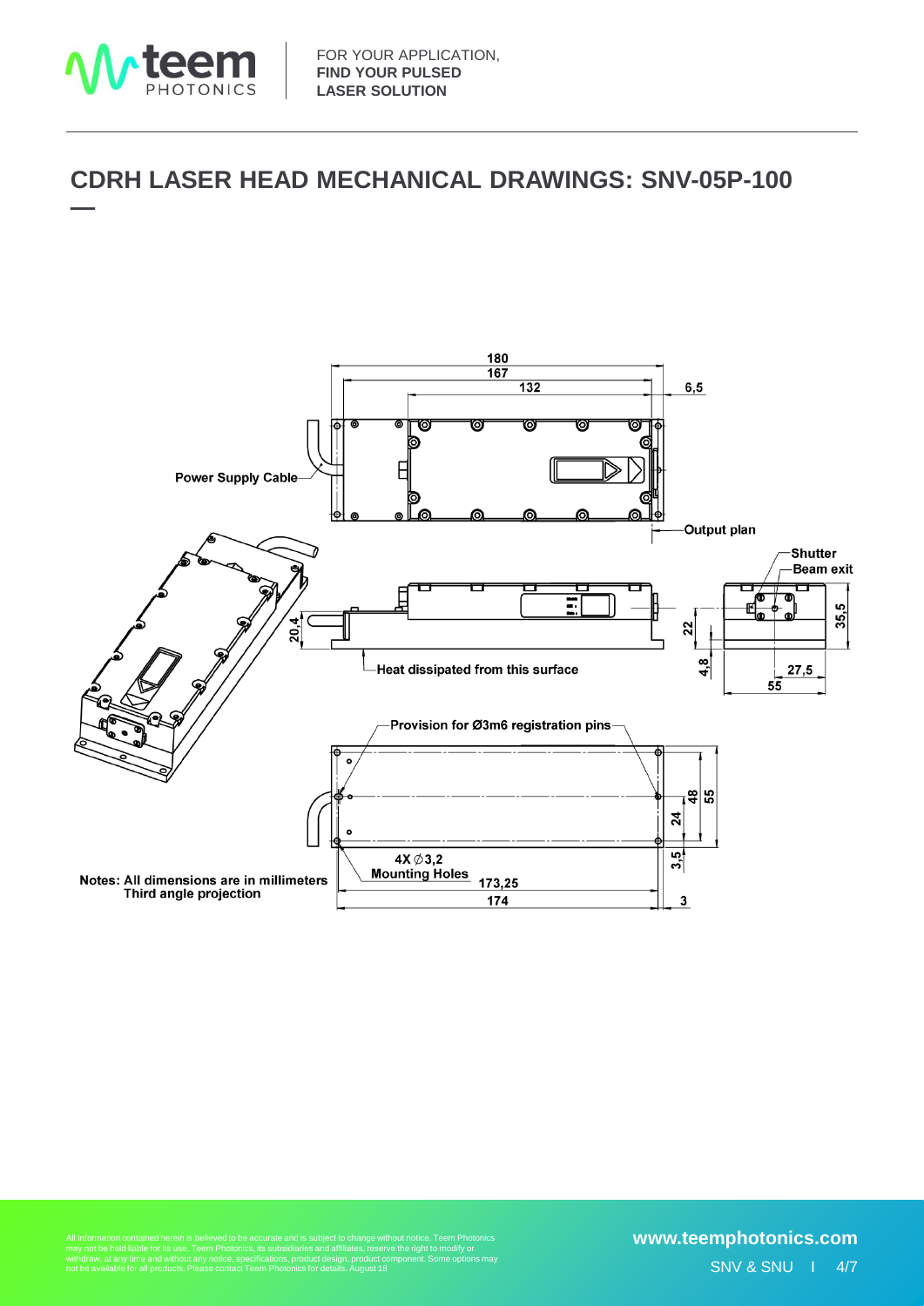# CDRH LASER HEAD MECHANICAL DRAWINGS: SNV-05P-100

180

167

132

6,5

Power Supply Cable

Output plan

Shutter

Beam exit

20,4

22

35,5

Heat dissipated from this surface

4,8

27,5

55

Provision for Ø3m6 registration pins

48

55

24

3,5

4X ∅3,2 Mounting Holes

173,25

174

3

Notes: All dimensions are in millimeters
Third angle projection

All information contained herein is believed to be accurate and is subject to change without notice. Teem Photonics may not be held liable for its use. Teem Photonics, its subsidiaries and affiliates, reserve the right to modify or withdraw, at any time and without any notice, specifications, product design, product component. Some options may not be available for all products. Please contact Teem Photonics for details. August 18

www.teemphotonics.com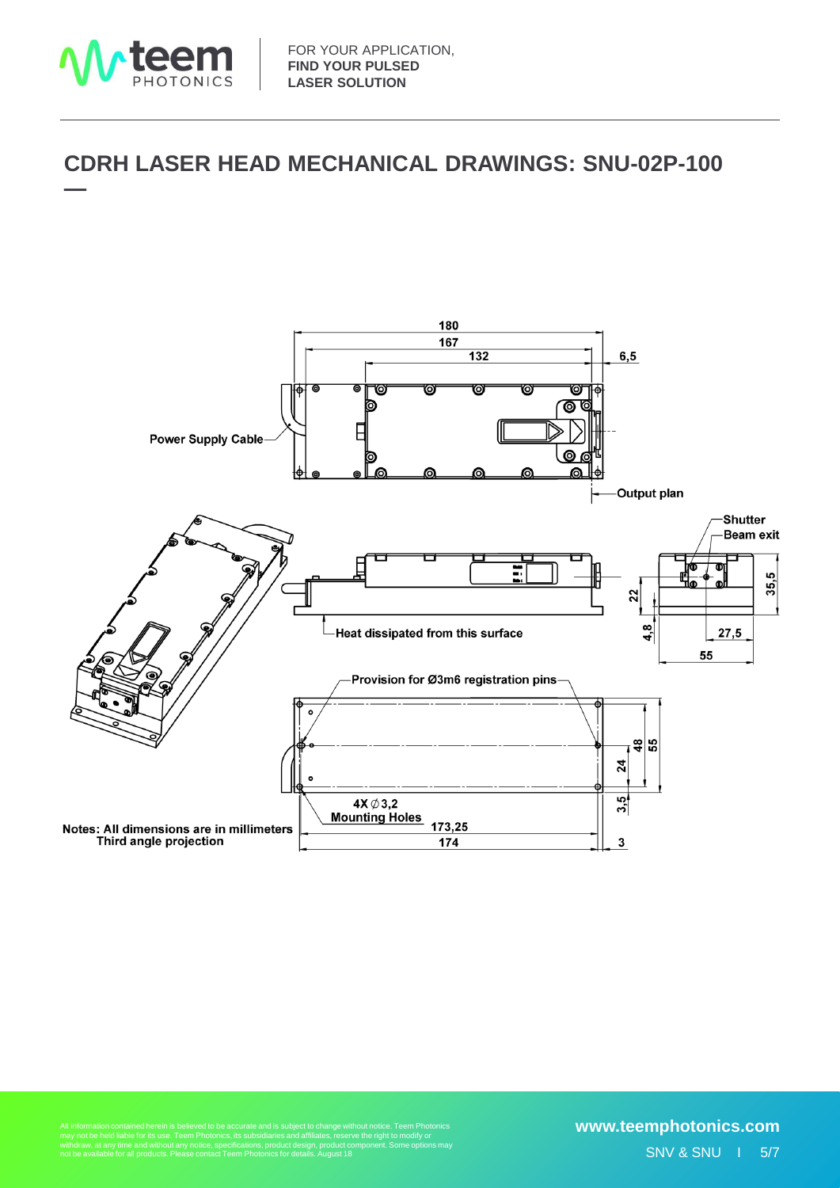# CDRH LASER HEAD MECHANICAL DRAWINGS: SNU-02P-100

180
167
132
6,5

Power Supply Cable

Output plan

Shutter
Beam exit

35,5
22
4,8
27,5
55

Heat dissipated from this surface

Provision for Ø3m6 registration pins

48
55
24
3,5

4X ∅3,2
Mounting Holes

173,25
174
3

Notes: All dimensions are in millimeters
Third angle projection

All information contained herein is believed to be accurate and is subject to change without notice. Teem Photonics may not be held liable for its use. Teem Photonics, its subsidiaries and affiliates, reserve the right to modify or withdraw, at any time and without any notice, specifications, product design, product component. Some options may not be available for all products. Please contact Teem Photonics for details. August 18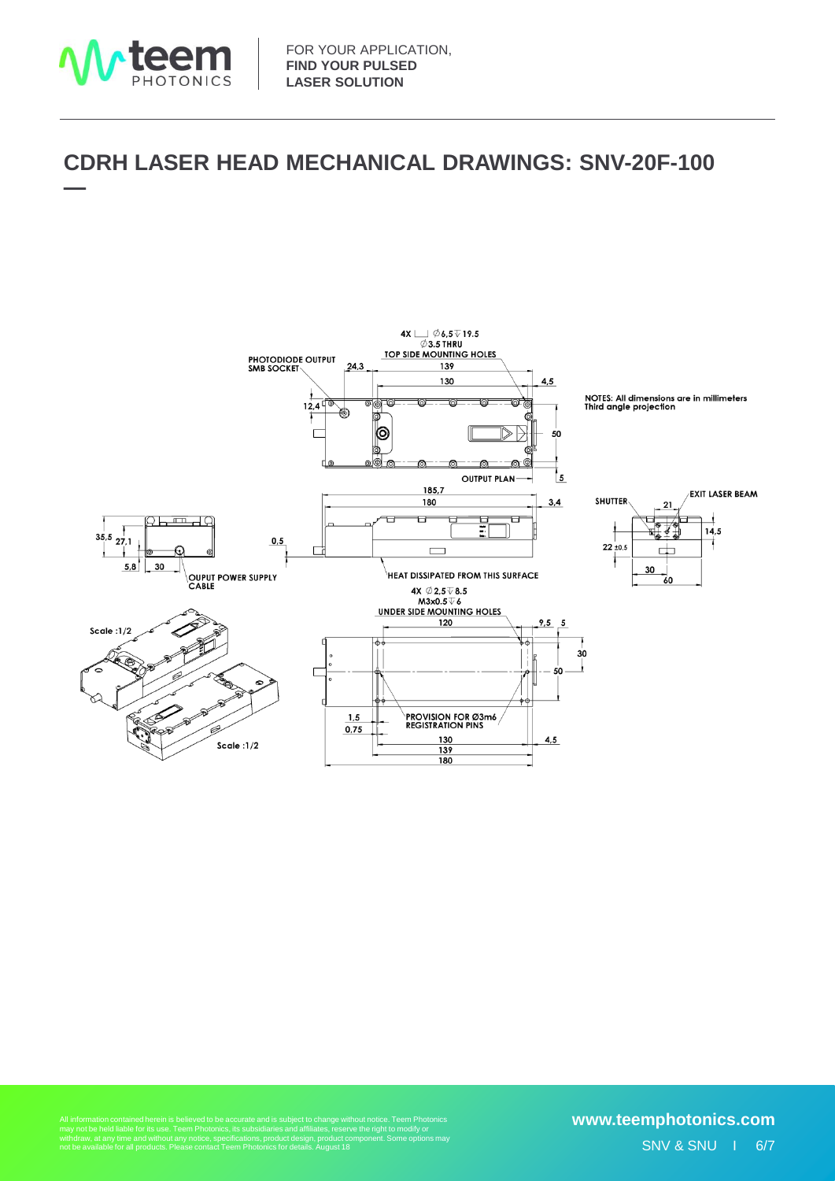# CDRH LASER HEAD MECHANICAL DRAWINGS: SNV-20F-100

NOTES: All dimensions are in millimeters
Third angle projection

4X ⌴ Ø6,5 ↧ 19.5
Ø3.5 THRU
TOP SIDE MOUNTING HOLES

PHOTODIODE OUTPUT
SMB SOCKET

OUTPUT PLAN

SHUTTER

EXIT LASER BEAM

OUPUT POWER SUPPLY CABLE

HEAT DISSIPATED FROM THIS SURFACE

4X Ø2,5 ↧ 8.5
M3x0.5 ↧ 6
UNDER SIDE MOUNTING HOLES

PROVISION FOR Ø3m6
REGISTRATION PINS

Scale :1/2

Scale :1/2

All information contained herein is believed to be accurate and is subject to change without notice. Teem Photonics may not be held liable for its use. Teem Photonics, its subsidiaries and affiliates, reserve the right to modify or withdraw, at any time and without any notice, specifications, product design, product component. Some options may not be available for all products. Please contact Teem Photonics for details. August 18

www.teemphotonics.com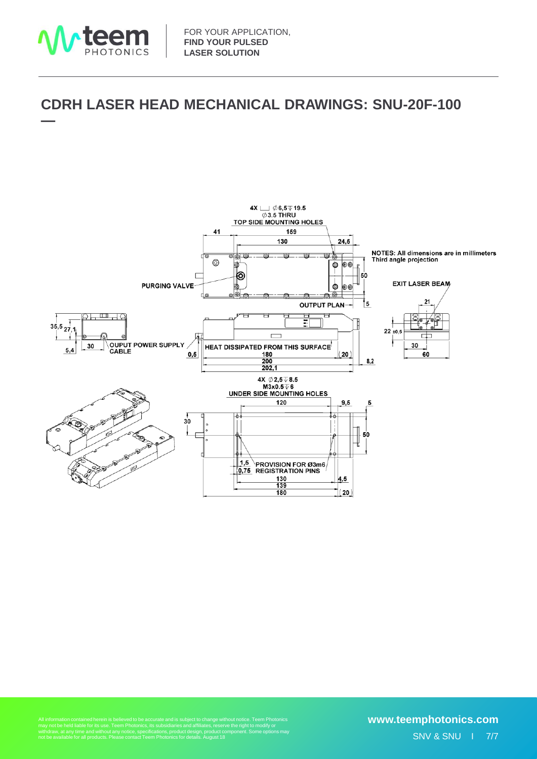# CDRH LASER HEAD MECHANICAL DRAWINGS: SNU-20F-100

4X ⌴ ∅6,5 ↧19.5
∅3.5 THRU
TOP SIDE MOUNTING HOLES

41
159
130
24,5

NOTES: All dimensions are in millimeters
Third angle projection

50

PURGING VALVE

EXIT LASER BEAM

OUTPUT PLAN

5

21

35,5
27,1

22 ±0,5

5,4
30
OUPUT POWER SUPPLY CABLE

0,5
HEAT DISSIPATED FROM THIS SURFACE
180
(20)
200
202,1
8,2

30
60

4X ∅2,5 ↧8.5
M3x0.5 ↧6
UNDER SIDE MOUNTING HOLES

120
9,5
5

30

50

1,5
0,75
PROVISION FOR Ø3m6 REGISTRATION PINS
130
139
180
4,5
(20)

All information contained herein is believed to be accurate and is subject to change without notice. Teem Photonics may not be held liable for its use. Teem Photonics, its subsidiaries and affiliates, reserve the right to modify or withdraw, at any time and without any notice, specifications, product design, product component. Some options may not be available for all products. Please contact Teem Photonics for details. August 18

www.teemphotonics.com